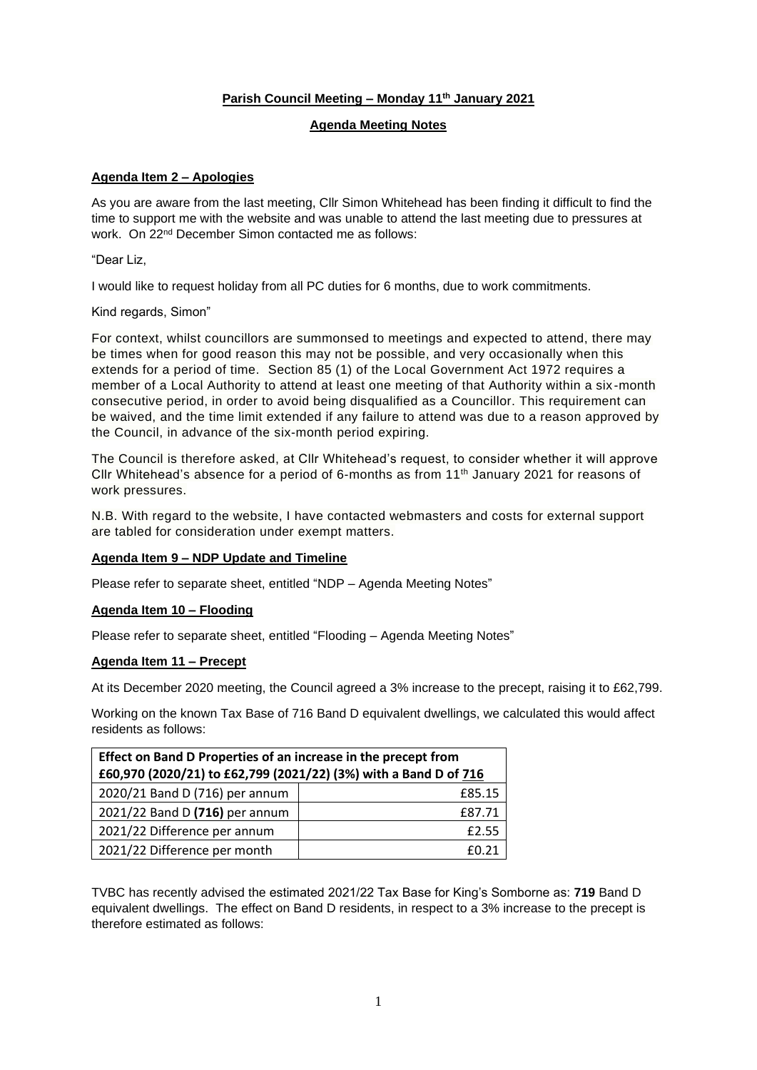**Parish Council Meeting – Monday 11th January 2021**

**Agenda Meeting Notes**

**Agenda Item 2 – Apologies**

As you are aware from the last meeting, Cllr Simon Whitehead has been finding it difficult to find the time to support me with the website and was unable to attend the last meeting due to pressures at work. On 22nd December Simon contacted me as follows:

"Dear Liz,

I would like to request holiday from all PC duties for 6 months, due to work commitments.

Kind regards, Simon"

For context, whilst councillors are summonsed to meetings and expected to attend, there may be times when for good reason this may not be possible, and very occasionally when this extends for a period of time. Section 85 (1) of the Local Government Act 1972 requires a member of a Local Authority to attend at least one meeting of that Authority within a six-month consecutive period, in order to avoid being disqualified as a Councillor. This requirement can be waived, and the time limit extended if any failure to attend was due to a reason approved by the Council, in advance of the six-month period expiring.

The Council is therefore asked, at Cllr Whitehead's request, to consider whether it will approve Cllr Whitehead's absence for a period of 6-months as from 11th January 2021 for reasons of work pressures.

N.B. With regard to the website, I have contacted webmasters and costs for external support are tabled for consideration under exempt matters.

**Agenda Item 9 – NDP Update and Timeline**

Please refer to separate sheet, entitled "NDP – Agenda Meeting Notes"

**Agenda Item 10 – Flooding**

Please refer to separate sheet, entitled "Flooding – Agenda Meeting Notes"

**Agenda Item 11 – Precept**

At its December 2020 meeting, the Council agreed a 3% increase to the precept, raising it to £62,799.

Working on the known Tax Base of 716 Band D equivalent dwellings, we calculated this would affect residents as follows:

| **Effect on Band D Properties of an increase in the precept from £60,970 (2020/21) to £62,799 (2021/22) (3%) with a Band D of 716** | |
|---|---|
| 2020/21 Band D (716) per annum | £85.15 |
| 2021/22 Band D **(716)** per annum | £87.71 |
| 2021/22 Difference per annum | £2.55 |
| 2021/22 Difference per month | £0.21 |

TVBC has recently advised the estimated 2021/22 Tax Base for King's Somborne as: **719** Band D equivalent dwellings. The effect on Band D residents, in respect to a 3% increase to the precept is therefore estimated as follows: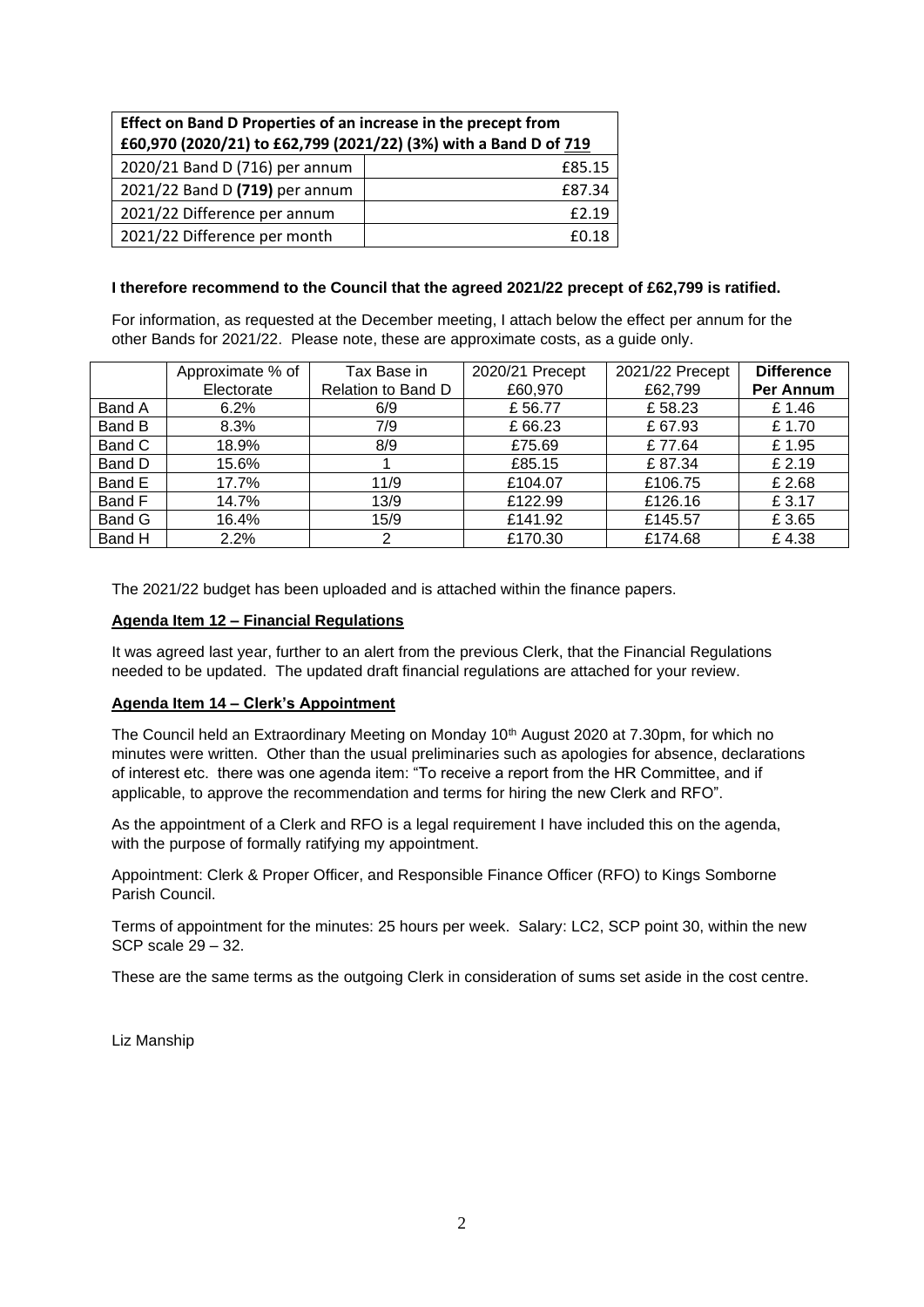| Effect on Band D Properties of an increase in the precept from £60,970 (2020/21) to £62,799 (2021/22) (3%) with a Band D of 719 | |
|---|---|
| 2020/21 Band D (716) per annum | £85.15 |
| 2021/22 Band D **(719)** per annum | £87.34 |
| 2021/22 Difference per annum | £2.19 |
| 2021/22 Difference per month | £0.18 |

**I therefore recommend to the Council that the agreed 2021/22 precept of £62,799 is ratified.**

For information, as requested at the December meeting, I attach below the effect per annum for the other Bands for 2021/22. Please note, these are approximate costs, as a guide only.

| | Approximate % of Electorate | Tax Base in Relation to Band D | 2020/21 Precept £60,970 | 2021/22 Precept £62,799 | **Difference Per Annum** |
|---|---|---|---|---|---|
| Band A | 6.2% | 6/9 | £ 56.77 | £ 58.23 | £ 1.46 |
| Band B | 8.3% | 7/9 | £ 66.23 | £ 67.93 | £ 1.70 |
| Band C | 18.9% | 8/9 | £75.69 | £ 77.64 | £ 1.95 |
| Band D | 15.6% | 1 | £85.15 | £ 87.34 | £ 2.19 |
| Band E | 17.7% | 11/9 | £104.07 | £106.75 | £ 2.68 |
| Band F | 14.7% | 13/9 | £122.99 | £126.16 | £ 3.17 |
| Band G | 16.4% | 15/9 | £141.92 | £145.57 | £ 3.65 |
| Band H | 2.2% | 2 | £170.30 | £174.68 | £ 4.38 |

The 2021/22 budget has been uploaded and is attached within the finance papers.

**Agenda Item 12 – Financial Regulations**

It was agreed last year, further to an alert from the previous Clerk, that the Financial Regulations needed to be updated. The updated draft financial regulations are attached for your review.

**Agenda Item 14 – Clerk's Appointment**

The Council held an Extraordinary Meeting on Monday 10th August 2020 at 7.30pm, for which no minutes were written. Other than the usual preliminaries such as apologies for absence, declarations of interest etc. there was one agenda item: "To receive a report from the HR Committee, and if applicable, to approve the recommendation and terms for hiring the new Clerk and RFO".

As the appointment of a Clerk and RFO is a legal requirement I have included this on the agenda, with the purpose of formally ratifying my appointment.

Appointment: Clerk & Proper Officer, and Responsible Finance Officer (RFO) to Kings Somborne Parish Council.

Terms of appointment for the minutes: 25 hours per week. Salary: LC2, SCP point 30, within the new SCP scale 29 – 32.

These are the same terms as the outgoing Clerk in consideration of sums set aside in the cost centre.

Liz Manship